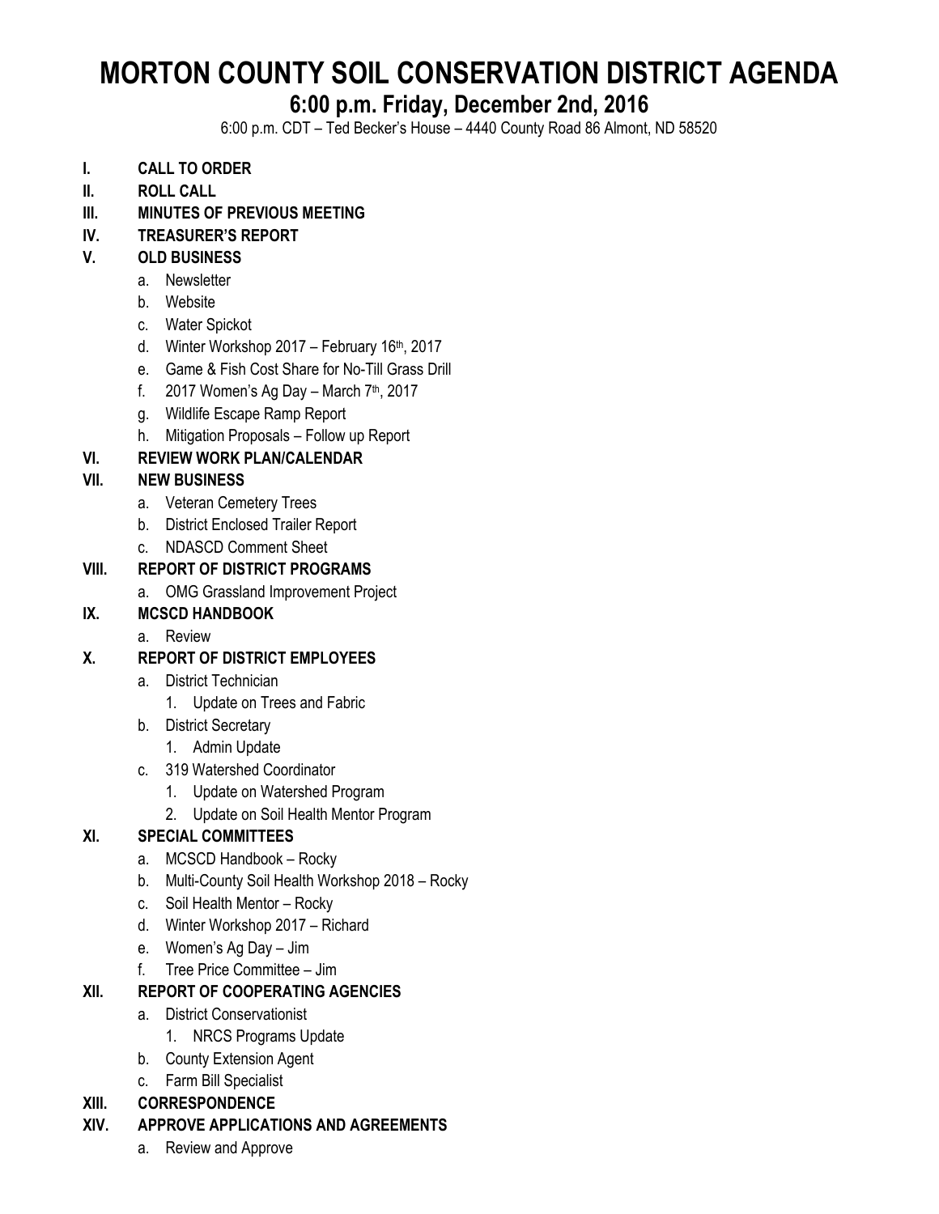# MORTON COUNTY SOIL CONSERVATION DISTRICT AGENDA

## 6:00 p.m. Friday, December 2nd, 2016

6:00 p.m. CDT – Ted Becker's House – 4440 County Road 86 Almont, ND 58520

- **I. CALL TO ORDER**
- **II. ROLL CALL**
- **III. MINUTES OF PREVIOUS MEETING**
- **IV. TREASURER'S REPORT**
- **V. OLD BUSINESS**
    - a. Newsletter
    - b. Website
    - c. Water Spickot
    - d. Winter Workshop 2017 – February 16th, 2017
    - e. Game & Fish Cost Share for No-Till Grass Drill
    - f. 2017 Women's Ag Day – March 7th, 2017
    - g. Wildlife Escape Ramp Report
    - h. Mitigation Proposals – Follow up Report
- **VI. REVIEW WORK PLAN/CALENDAR**
- **VII. NEW BUSINESS**
    - a. Veteran Cemetery Trees
    - b. District Enclosed Trailer Report
    - c. NDASCD Comment Sheet
- **VIII. REPORT OF DISTRICT PROGRAMS**
    - a. OMG Grassland Improvement Project
- **IX. MCSCD HANDBOOK**
    - a. Review
- **X. REPORT OF DISTRICT EMPLOYEES**
    - a. District Technician
        1. Update on Trees and Fabric
    - b. District Secretary
        1. Admin Update
    - c. 319 Watershed Coordinator
        1. Update on Watershed Program
        2. Update on Soil Health Mentor Program
- **XI. SPECIAL COMMITTEES**
    - a. MCSCD Handbook – Rocky
    - b. Multi-County Soil Health Workshop 2018 – Rocky
    - c. Soil Health Mentor – Rocky
    - d. Winter Workshop 2017 – Richard
    - e. Women's Ag Day – Jim
    - f. Tree Price Committee – Jim
- **XII. REPORT OF COOPERATING AGENCIES**
    - a. District Conservationist
        1. NRCS Programs Update
    - b. County Extension Agent
    - c. Farm Bill Specialist
- **XIII. CORRESPONDENCE**
- **XIV. APPROVE APPLICATIONS AND AGREEMENTS**
    - a. Review and Approve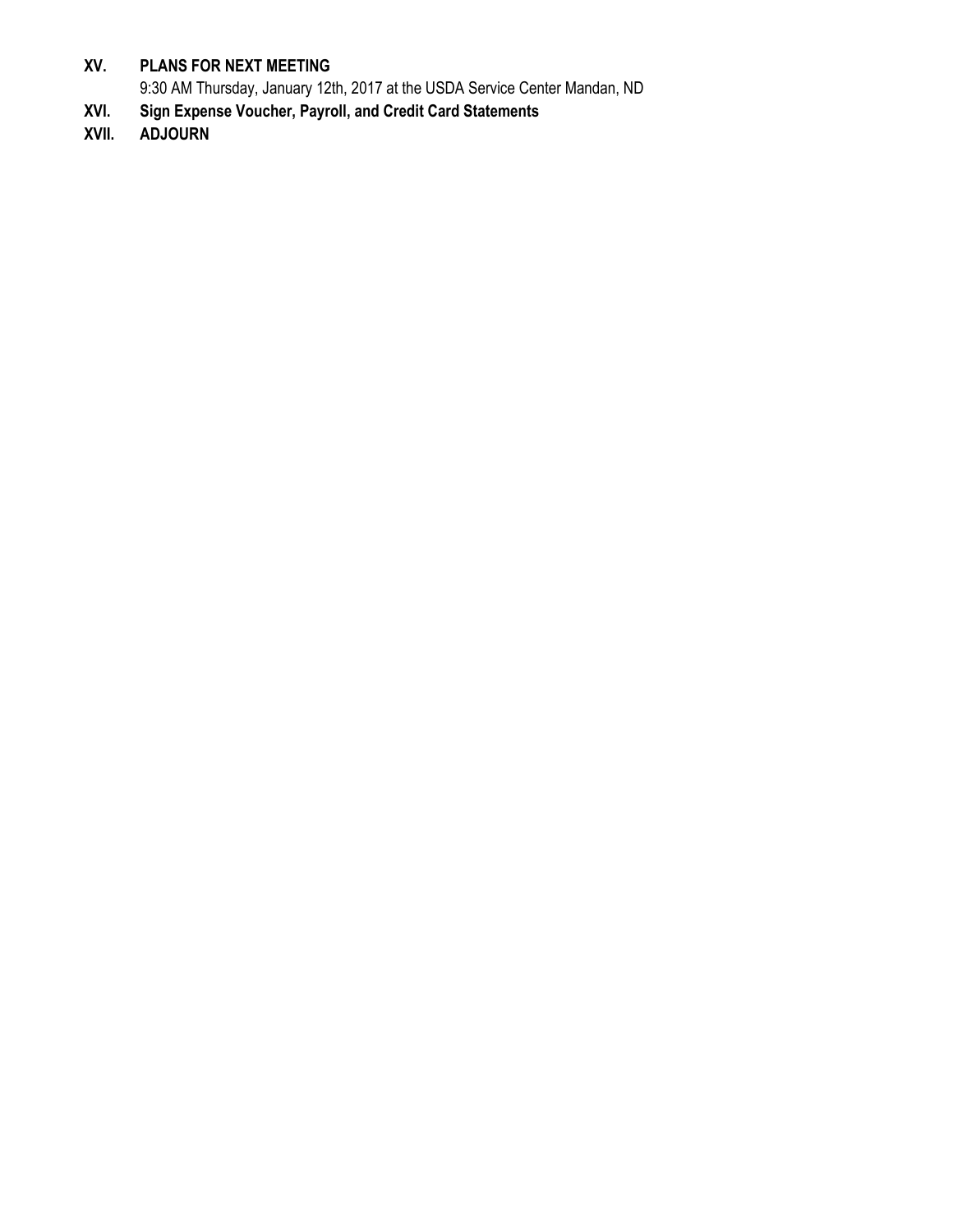**XV. PLANS FOR NEXT MEETING**

9:30 AM Thursday, January 12th, 2017 at the USDA Service Center Mandan, ND

**XVI. Sign Expense Voucher, Payroll, and Credit Card Statements**

**XVII. ADJOURN**